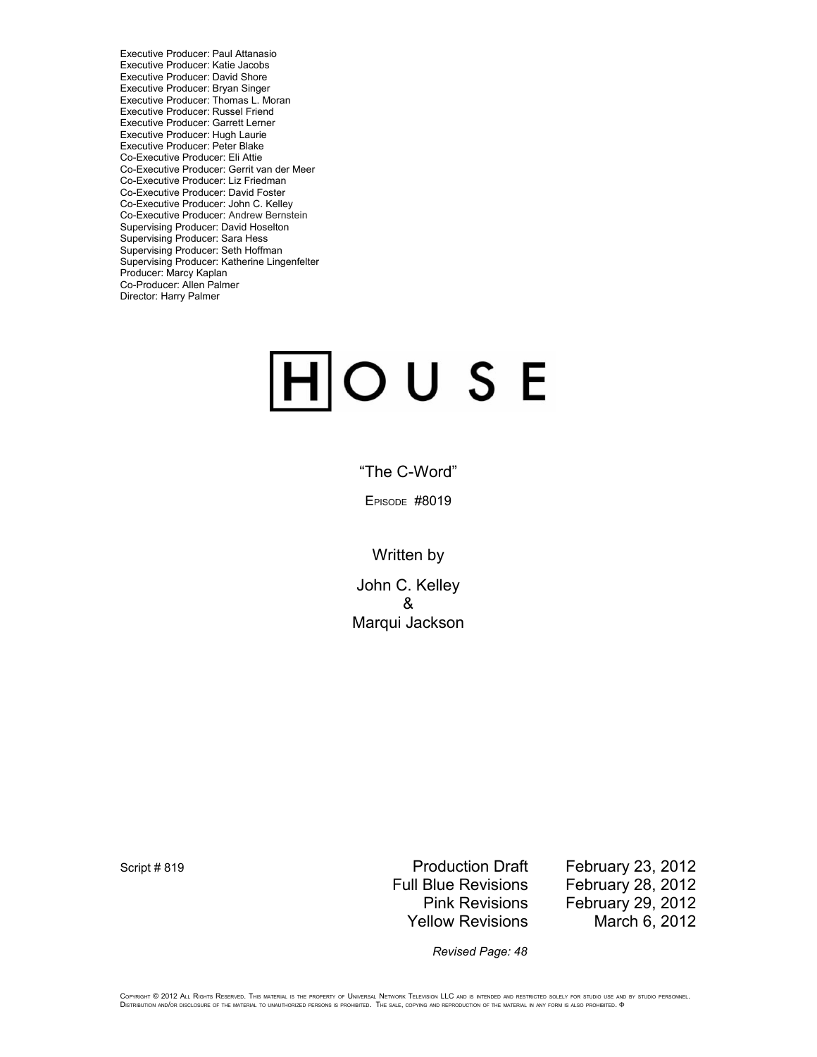Executive Producer: Paul Attanasio
Executive Producer: Katie Jacobs
Executive Producer: David Shore
Executive Producer: Bryan Singer
Executive Producer: Thomas L. Moran
Executive Producer: Russel Friend
Executive Producer: Garrett Lerner
Executive Producer: Hugh Laurie
Executive Producer: Peter Blake
Co-Executive Producer: Eli Attie
Co-Executive Producer: Gerrit van der Meer
Co-Executive Producer: Liz Friedman
Co-Executive Producer: David Foster
Co-Executive Producer: John C. Kelley
Co-Executive Producer: Andrew Bernstein
Supervising Producer: David Hoselton
Supervising Producer: Sara Hess
Supervising Producer: Seth Hoffman
Supervising Producer: Katherine Lingenfelter
Producer: Marcy Kaplan
Co-Producer: Allen Palmer
Director: Harry Palmer

# HOUSE

“The C-Word”

EPISODE #8019

Written by

John C. Kelley
&
Marqui Jackson

Script # 819

| | |
|---|---|
| Production Draft | February 23, 2012 |
| Full Blue Revisions | February 28, 2012 |
| Pink Revisions | February 29, 2012 |
| Yellow Revisions | March 6, 2012 |

*Revised Page: 48*

COPYRIGHT © 2012 ALL RIGHTS RESERVED. THIS MATERIAL IS THE PROPERTY OF UNIVERSAL NETWORK TELEVISION LLC AND IS INTENDED AND RESTRICTED SOLELY FOR STUDIO USE AND BY STUDIO PERSONNEL. DISTRIBUTION AND/OR DISCLOSURE OF THE MATERIAL TO UNAUTHORIZED PERSONS IS PROHIBITED. THE SALE, COPYING AND REPRODUCTION OF THE MATERIAL IN ANY FORM IS ALSO PROHIBITED. Φ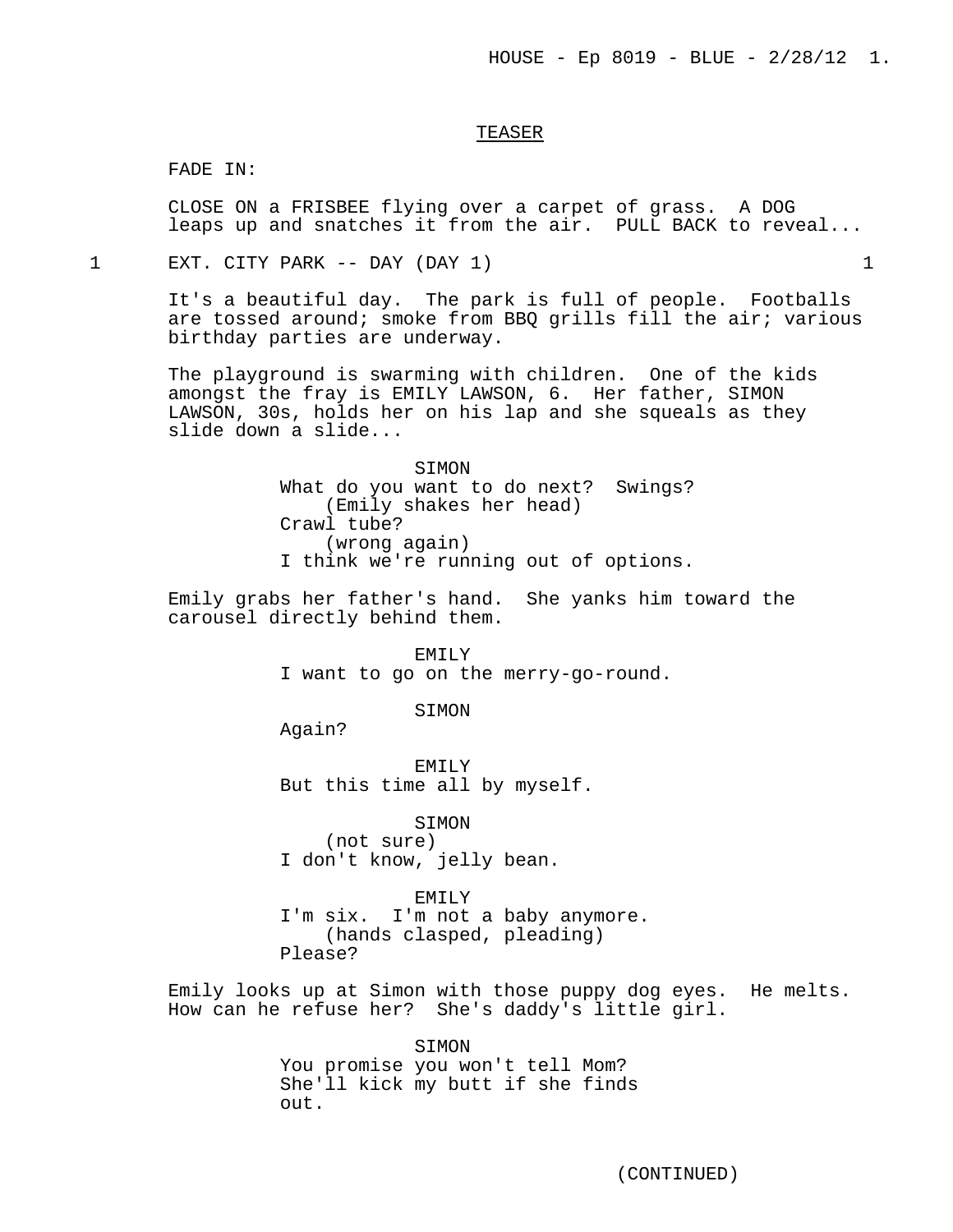TEASER

FADE IN:

CLOSE ON a FRISBEE flying over a carpet of grass. A DOG leaps up and snatches it from the air. PULL BACK to reveal...

1 EXT. CITY PARK -- DAY (DAY 1) 1

It's a beautiful day. The park is full of people. Footballs are tossed around; smoke from BBQ grills fill the air; various birthday parties are underway.

The playground is swarming with children. One of the kids amongst the fray is EMILY LAWSON, 6. Her father, SIMON LAWSON, 30s, holds her on his lap and she squeals as they slide down a slide...

SIMON
What do you want to do next? Swings?
(Emily shakes her head)
Crawl tube?
(wrong again)
I think we're running out of options.

Emily grabs her father's hand. She yanks him toward the carousel directly behind them.

EMILY
I want to go on the merry-go-round.

SIMON
Again?

EMILY
But this time all by myself.

SIMON
(not sure)
I don't know, jelly bean.

EMILY
I'm six. I'm not a baby anymore.
(hands clasped, pleading)
Please?

Emily looks up at Simon with those puppy dog eyes. He melts. How can he refuse her? She's daddy's little girl.

SIMON
You promise you won't tell Mom? She'll kick my butt if she finds out.

(CONTINUED)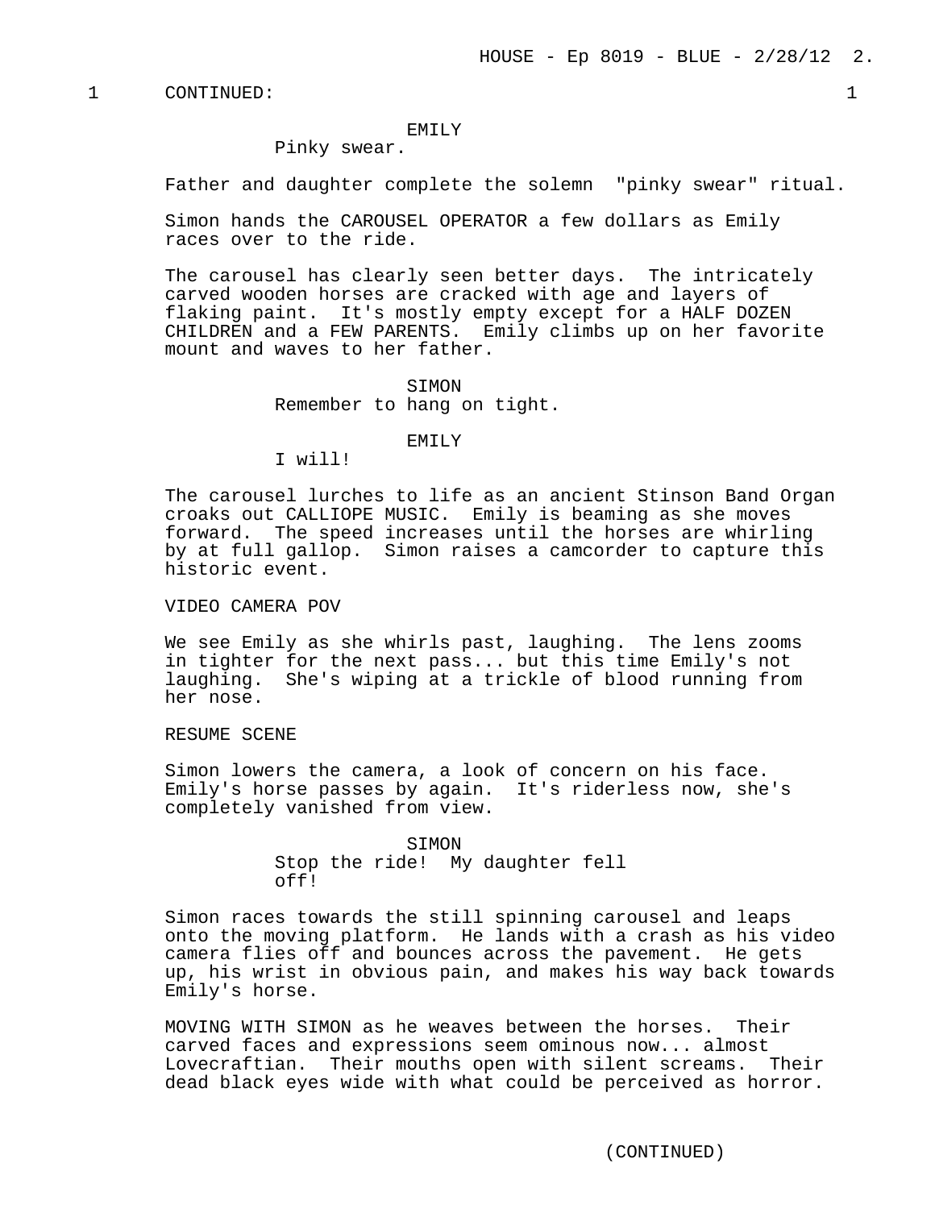1 CONTINUED: 1

EMILY
Pinky swear.

Father and daughter complete the solemn "pinky swear" ritual.

Simon hands the CAROUSEL OPERATOR a few dollars as Emily races over to the ride.

The carousel has clearly seen better days. The intricately carved wooden horses are cracked with age and layers of flaking paint. It's mostly empty except for a HALF DOZEN CHILDREN and a FEW PARENTS. Emily climbs up on her favorite mount and waves to her father.

SIMON
Remember to hang on tight.

EMILY
I will!

The carousel lurches to life as an ancient Stinson Band Organ croaks out CALLIOPE MUSIC. Emily is beaming as she moves forward. The speed increases until the horses are whirling by at full gallop. Simon raises a camcorder to capture this historic event.

VIDEO CAMERA POV

We see Emily as she whirls past, laughing. The lens zooms in tighter for the next pass... but this time Emily's not laughing. She's wiping at a trickle of blood running from her nose.

RESUME SCENE

Simon lowers the camera, a look of concern on his face. Emily's horse passes by again. It's riderless now, she's completely vanished from view.

SIMON
Stop the ride! My daughter fell off!

Simon races towards the still spinning carousel and leaps onto the moving platform. He lands with a crash as his video camera flies off and bounces across the pavement. He gets up, his wrist in obvious pain, and makes his way back towards Emily's horse.

MOVING WITH SIMON as he weaves between the horses. Their carved faces and expressions seem ominous now... almost Lovecraftian. Their mouths open with silent screams. Their dead black eyes wide with what could be perceived as horror.

(CONTINUED)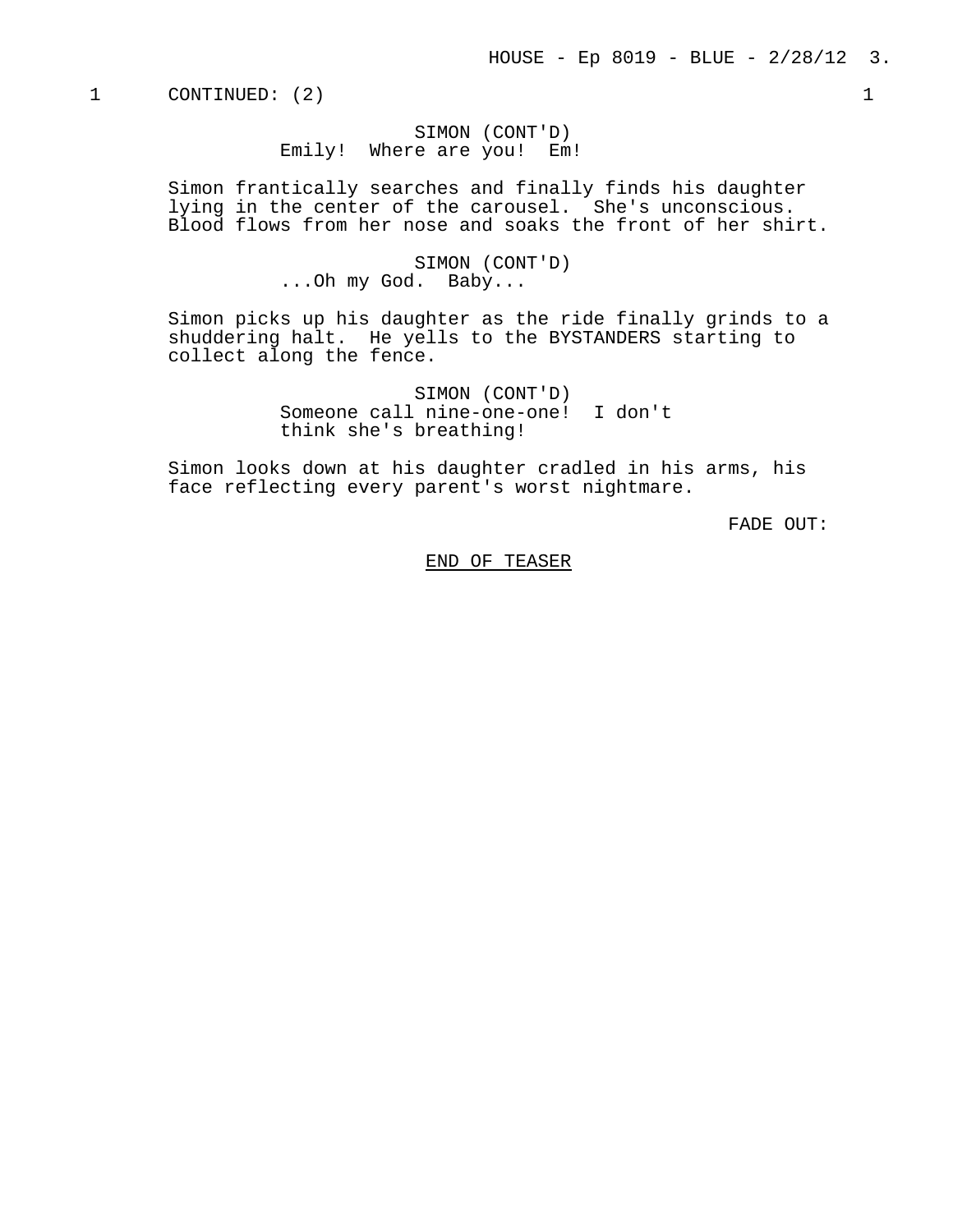1 CONTINUED: (2) 1

SIMON (CONT'D)
Emily! Where are you! Em!

Simon frantically searches and finally finds his daughter lying in the center of the carousel. She's unconscious. Blood flows from her nose and soaks the front of her shirt.

SIMON (CONT'D)
...Oh my God. Baby...

Simon picks up his daughter as the ride finally grinds to a shuddering halt. He yells to the BYSTANDERS starting to collect along the fence.

SIMON (CONT'D)
Someone call nine-one-one! I don't think she's breathing!

Simon looks down at his daughter cradled in his arms, his face reflecting every parent's worst nightmare.

FADE OUT:

<u>END OF TEASER</u>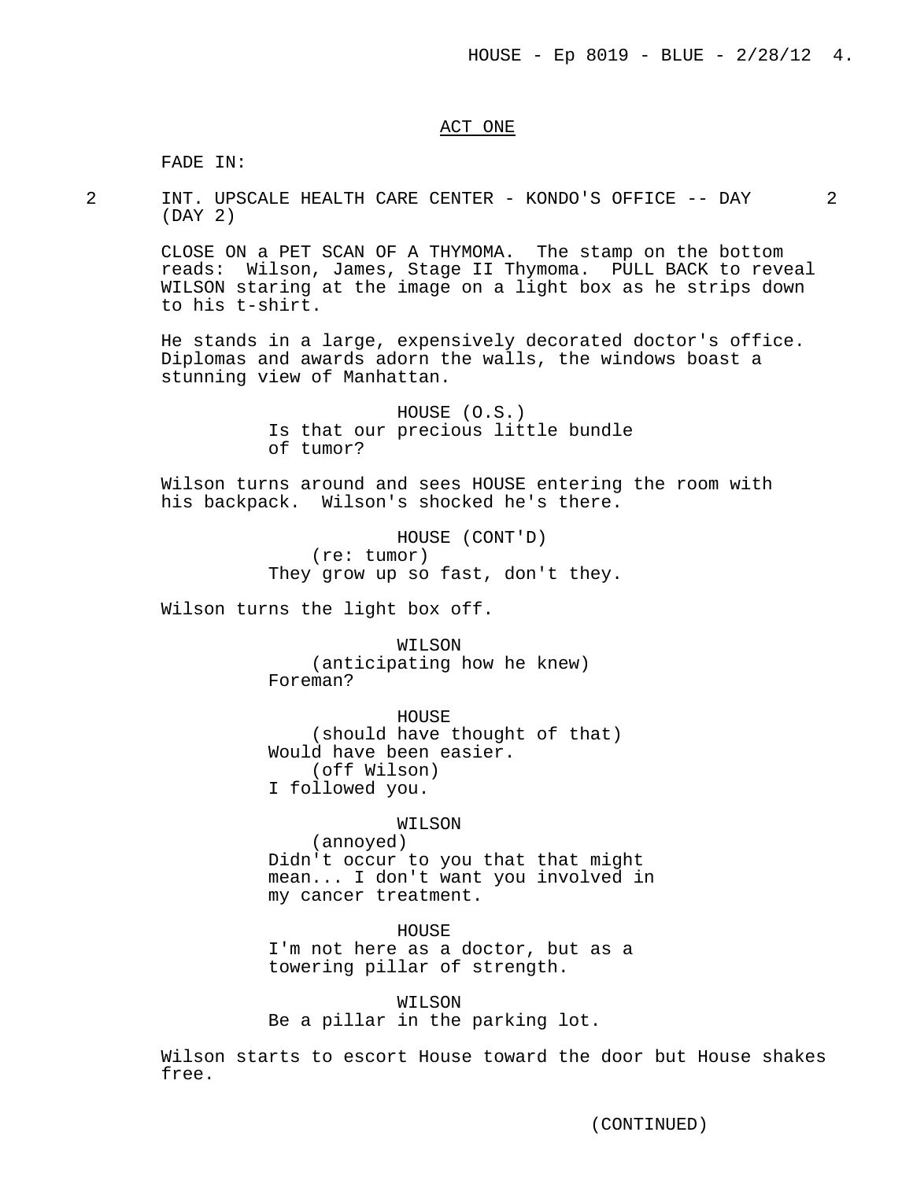## ACT ONE

FADE IN:

2 INT. UPSCALE HEALTH CARE CENTER - KONDO'S OFFICE -- DAY (DAY 2) 2

CLOSE ON a PET SCAN OF A THYMOMA. The stamp on the bottom reads: Wilson, James, Stage II Thymoma. PULL BACK to reveal WILSON staring at the image on a light box as he strips down to his t-shirt.

He stands in a large, expensively decorated doctor's office. Diplomas and awards adorn the walls, the windows boast a stunning view of Manhattan.

HOUSE (O.S.)
Is that our precious little bundle of tumor?

Wilson turns around and sees HOUSE entering the room with his backpack. Wilson's shocked he's there.

HOUSE (CONT'D)
(re: tumor)
They grow up so fast, don't they.

Wilson turns the light box off.

WILSON
(anticipating how he knew)
Foreman?

HOUSE
(should have thought of that)
Would have been easier.
(off Wilson)
I followed you.

WILSON
(annoyed)
Didn't occur to you that that might mean... I don't want you involved in my cancer treatment.

HOUSE
I'm not here as a doctor, but as a towering pillar of strength.

WILSON
Be a pillar in the parking lot.

Wilson starts to escort House toward the door but House shakes free.

(CONTINUED)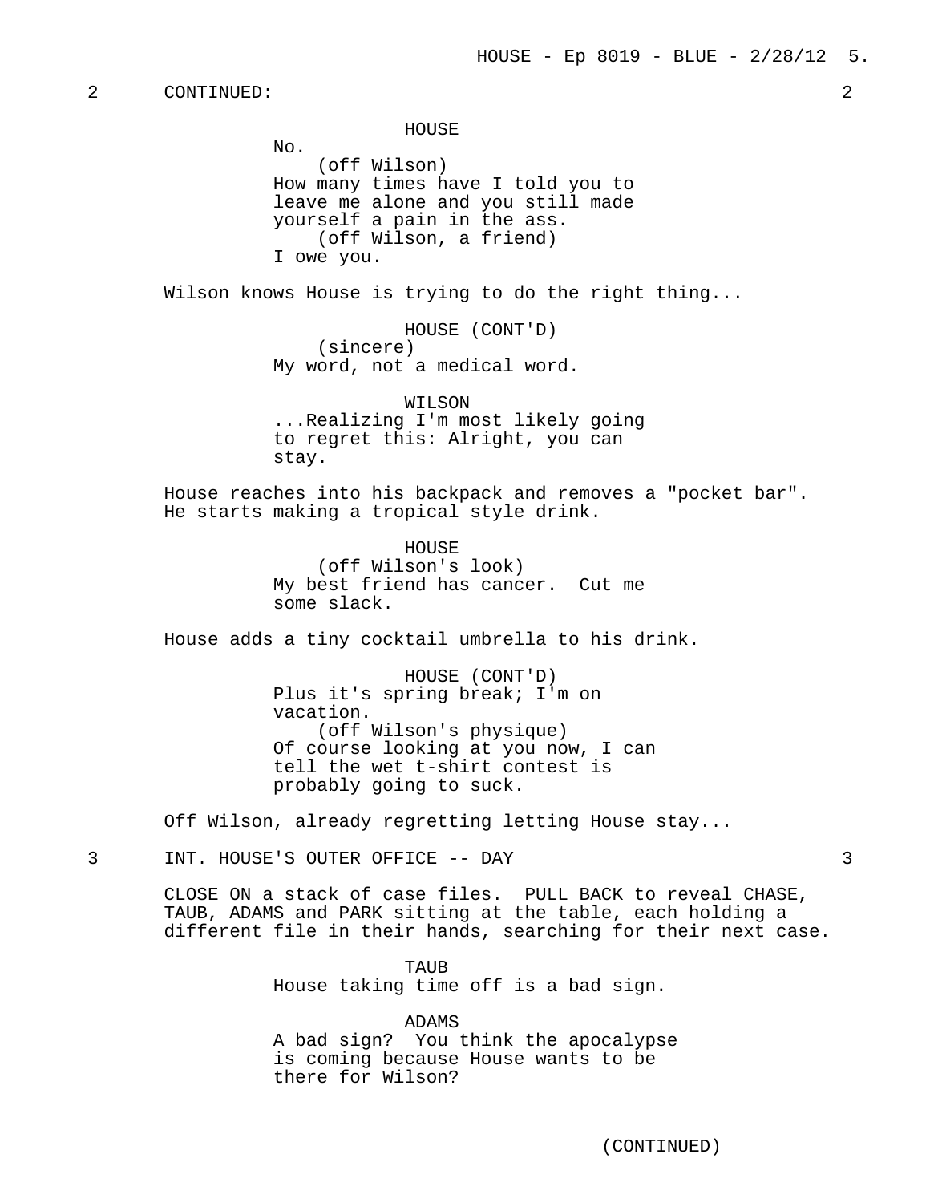2 CONTINUED: 2

HOUSE
No.
(off Wilson)
How many times have I told you to leave me alone and you still made yourself a pain in the ass.
(off Wilson, a friend)
I owe you.

Wilson knows House is trying to do the right thing...

HOUSE (CONT'D)
(sincere)
My word, not a medical word.

WILSON
...Realizing I'm most likely going to regret this: Alright, you can stay.

House reaches into his backpack and removes a "pocket bar". He starts making a tropical style drink.

HOUSE
(off Wilson's look)
My best friend has cancer. Cut me some slack.

House adds a tiny cocktail umbrella to his drink.

HOUSE (CONT'D)
Plus it's spring break; I'm on vacation.
(off Wilson's physique)
Of course looking at you now, I can tell the wet t-shirt contest is probably going to suck.

Off Wilson, already regretting letting House stay...

3 INT. HOUSE'S OUTER OFFICE -- DAY 3

CLOSE ON a stack of case files. PULL BACK to reveal CHASE, TAUB, ADAMS and PARK sitting at the table, each holding a different file in their hands, searching for their next case.

TAUB
House taking time off is a bad sign.

ADAMS
A bad sign? You think the apocalypse is coming because House wants to be there for Wilson?

(CONTINUED)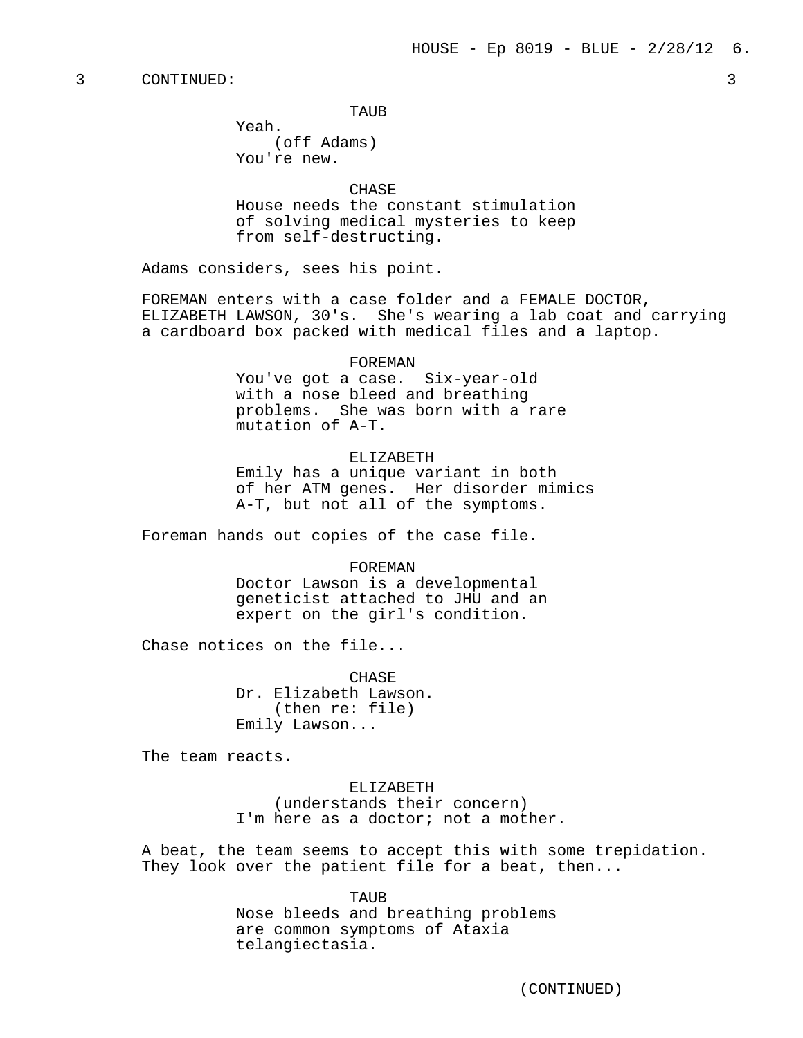3 CONTINUED: 3

TAUB
Yeah.
(off Adams)
You're new.

CHASE
House needs the constant stimulation of solving medical mysteries to keep from self-destructing.

Adams considers, sees his point.

FOREMAN enters with a case folder and a FEMALE DOCTOR, ELIZABETH LAWSON, 30's. She's wearing a lab coat and carrying a cardboard box packed with medical files and a laptop.

FOREMAN
You've got a case. Six-year-old with a nose bleed and breathing problems. She was born with a rare mutation of A-T.

ELIZABETH
Emily has a unique variant in both of her ATM genes. Her disorder mimics A-T, but not all of the symptoms.

Foreman hands out copies of the case file.

FOREMAN
Doctor Lawson is a developmental geneticist attached to JHU and an expert on the girl's condition.

Chase notices on the file...

CHASE
Dr. Elizabeth Lawson.
(then re: file)
Emily Lawson...

The team reacts.

ELIZABETH
(understands their concern)
I'm here as a doctor; not a mother.

A beat, the team seems to accept this with some trepidation. They look over the patient file for a beat, then...

TAUB
Nose bleeds and breathing problems are common symptoms of Ataxia telangiectasia.

(CONTINUED)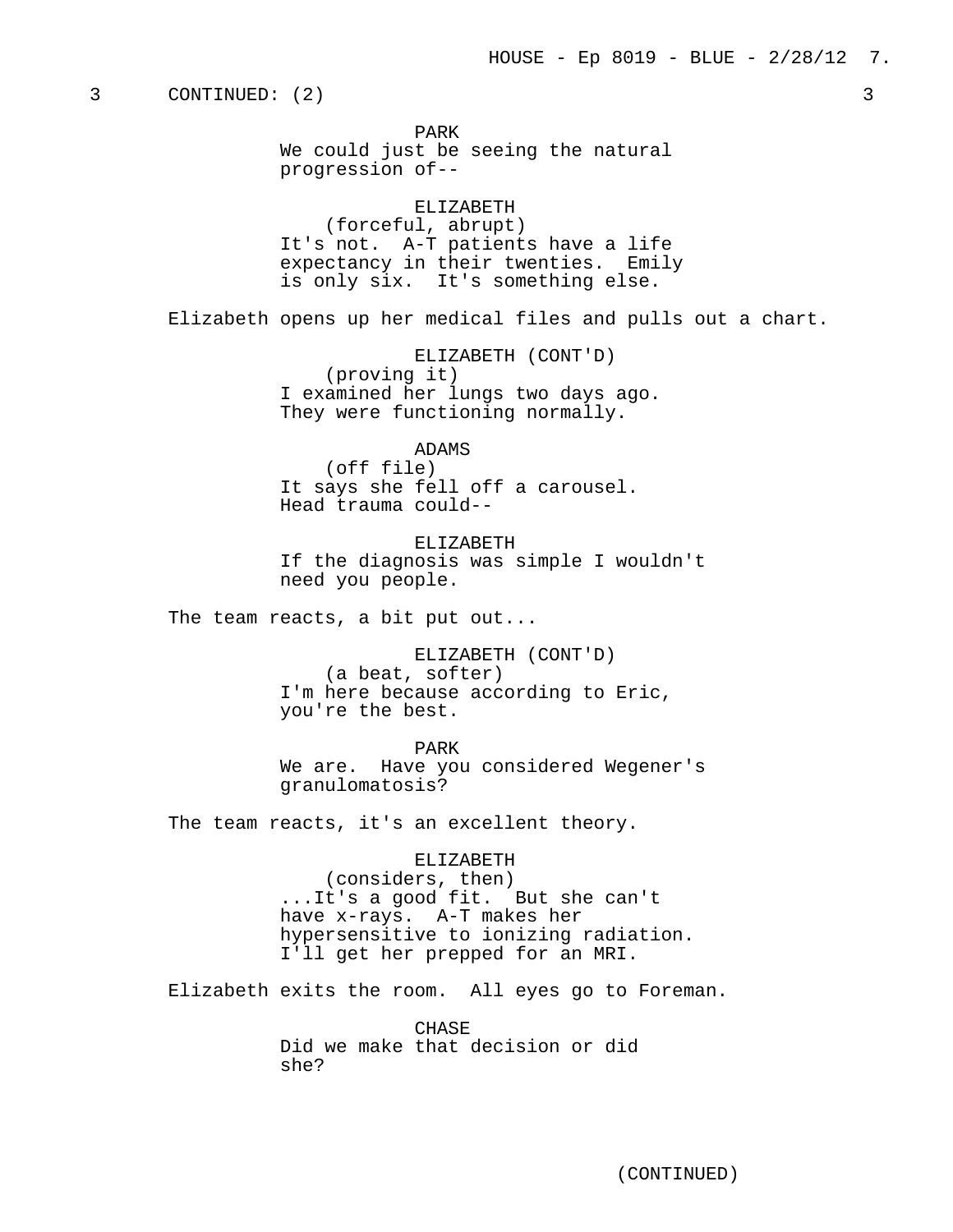3 CONTINUED: (2) 3

PARK
We could just be seeing the natural progression of--

ELIZABETH
(forceful, abrupt)
It's not. A-T patients have a life expectancy in their twenties. Emily is only six. It's something else.

Elizabeth opens up her medical files and pulls out a chart.

ELIZABETH (CONT'D)
(proving it)
I examined her lungs two days ago. They were functioning normally.

ADAMS
(off file)
It says she fell off a carousel. Head trauma could--

ELIZABETH
If the diagnosis was simple I wouldn't need you people.

The team reacts, a bit put out...

ELIZABETH (CONT'D)
(a beat, softer)
I'm here because according to Eric, you're the best.

PARK
We are. Have you considered Wegener's granulomatosis?

The team reacts, it's an excellent theory.

ELIZABETH
(considers, then)
...It's a good fit. But she can't have x-rays. A-T makes her hypersensitive to ionizing radiation. I'll get her prepped for an MRI.

Elizabeth exits the room. All eyes go to Foreman.

CHASE
Did we make that decision or did she?

(CONTINUED)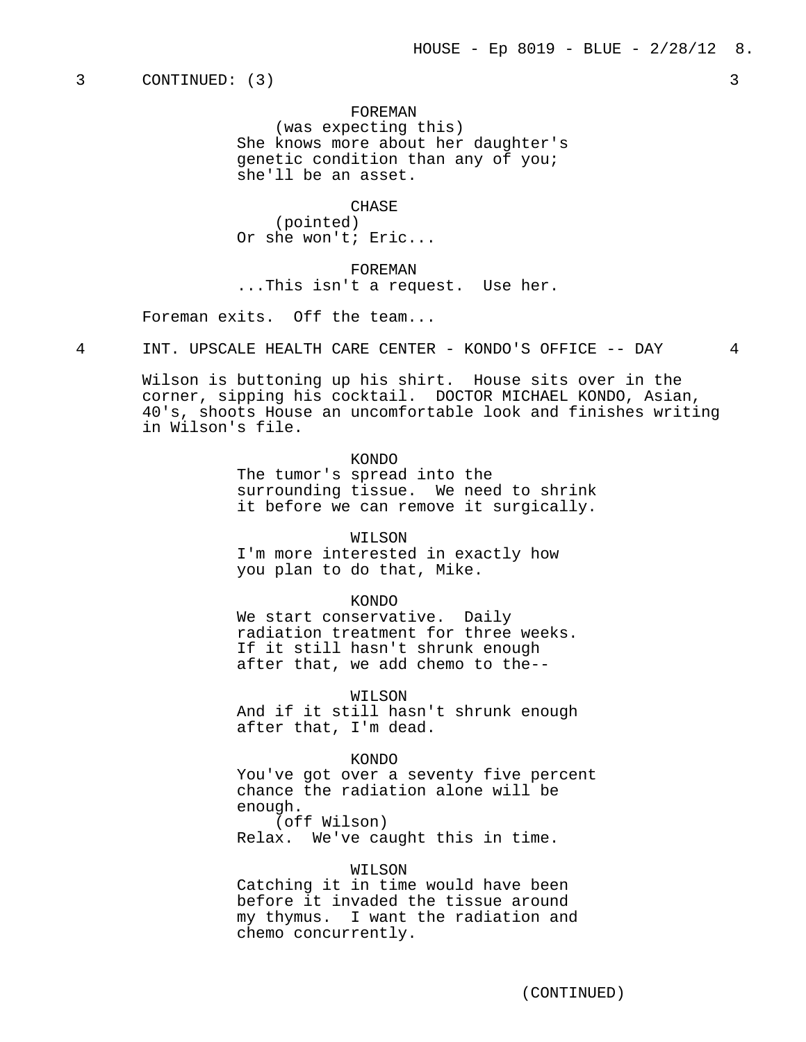3 CONTINUED: (3) 3

FOREMAN
(was expecting this)
She knows more about her daughter's genetic condition than any of you; she'll be an asset.

CHASE
(pointed)
Or she won't; Eric...

FOREMAN
...This isn't a request. Use her.

Foreman exits. Off the team...

4 INT. UPSCALE HEALTH CARE CENTER - KONDO'S OFFICE -- DAY 4

Wilson is buttoning up his shirt. House sits over in the corner, sipping his cocktail. DOCTOR MICHAEL KONDO, Asian, 40's, shoots House an uncomfortable look and finishes writing in Wilson's file.

KONDO
The tumor's spread into the surrounding tissue. We need to shrink it before we can remove it surgically.

WILSON
I'm more interested in exactly how you plan to do that, Mike.

KONDO
We start conservative. Daily radiation treatment for three weeks. If it still hasn't shrunk enough after that, we add chemo to the--

WILSON
And if it still hasn't shrunk enough after that, I'm dead.

KONDO
You've got over a seventy five percent chance the radiation alone will be enough.
(off Wilson)
Relax. We've caught this in time.

WILSON
Catching it in time would have been before it invaded the tissue around my thymus. I want the radiation and chemo concurrently.

(CONTINUED)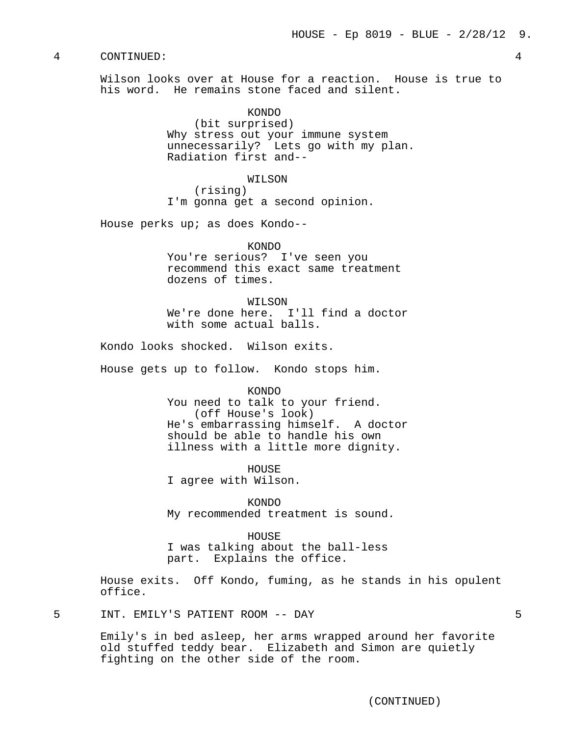4 CONTINUED: 4

Wilson looks over at House for a reaction. House is true to his word. He remains stone faced and silent.

KONDO
(bit surprised)
Why stress out your immune system unnecessarily? Lets go with my plan. Radiation first and--

WILSON
(rising)
I'm gonna get a second opinion.

House perks up; as does Kondo--

KONDO
You're serious? I've seen you recommend this exact same treatment dozens of times.

WILSON
We're done here. I'll find a doctor with some actual balls.

Kondo looks shocked. Wilson exits.

House gets up to follow. Kondo stops him.

KONDO
You need to talk to your friend.
(off House's look)
He's embarrassing himself. A doctor should be able to handle his own illness with a little more dignity.

HOUSE
I agree with Wilson.

KONDO
My recommended treatment is sound.

HOUSE
I was talking about the ball-less part. Explains the office.

House exits. Off Kondo, fuming, as he stands in his opulent office.

5 INT. EMILY'S PATIENT ROOM -- DAY 5

Emily's in bed asleep, her arms wrapped around her favorite old stuffed teddy bear. Elizabeth and Simon are quietly fighting on the other side of the room.

(CONTINUED)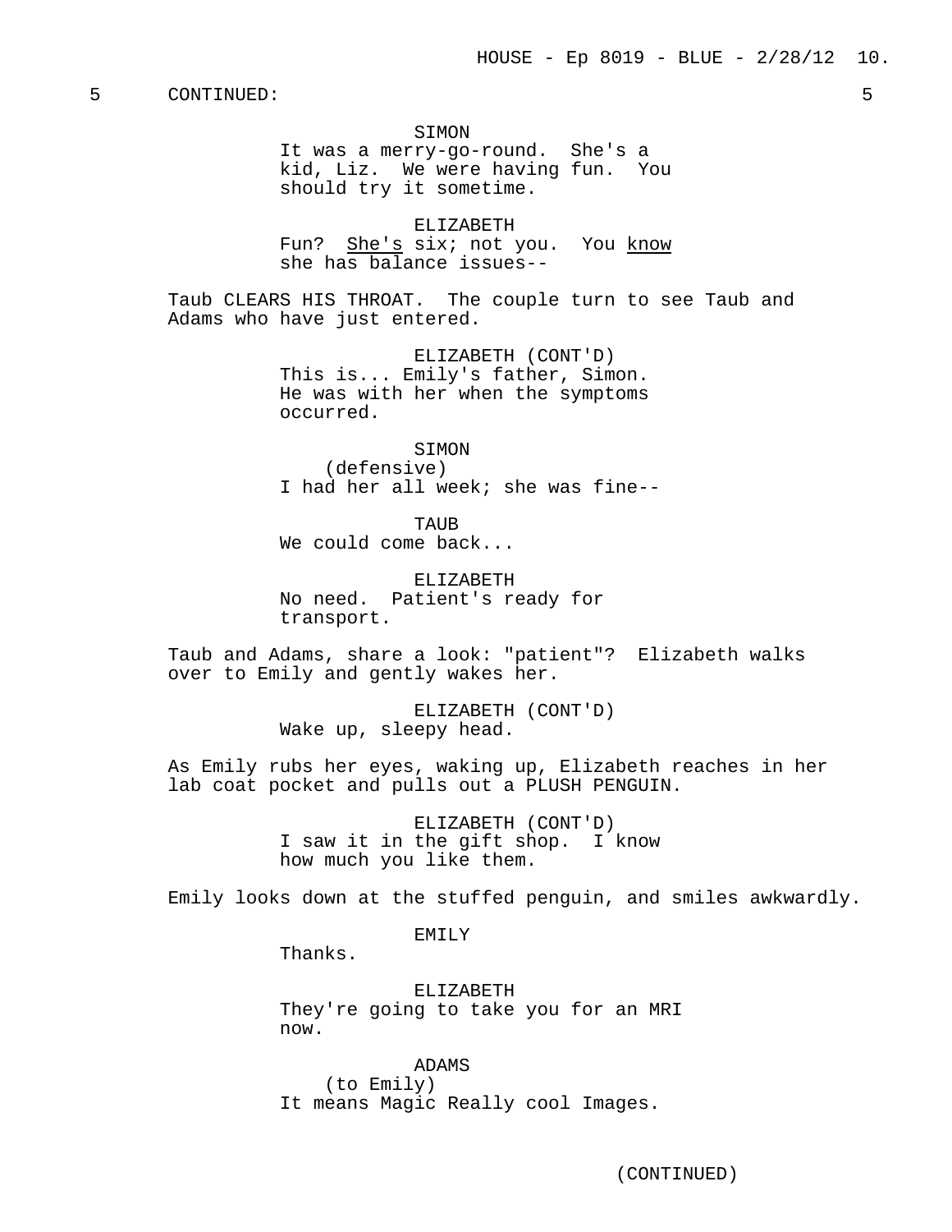5 CONTINUED: 5

SIMON
It was a merry-go-round. She's a kid, Liz. We were having fun. You should try it sometime.

ELIZABETH
Fun? She's six; not you. You know she has balance issues--

Taub CLEARS HIS THROAT. The couple turn to see Taub and Adams who have just entered.

ELIZABETH (CONT'D)
This is... Emily's father, Simon. He was with her when the symptoms occurred.

SIMON
(defensive)
I had her all week; she was fine--

TAUB
We could come back...

ELIZABETH
No need. Patient's ready for transport.

Taub and Adams, share a look: "patient"? Elizabeth walks over to Emily and gently wakes her.

ELIZABETH (CONT'D)
Wake up, sleepy head.

As Emily rubs her eyes, waking up, Elizabeth reaches in her lab coat pocket and pulls out a PLUSH PENGUIN.

ELIZABETH (CONT'D)
I saw it in the gift shop. I know how much you like them.

Emily looks down at the stuffed penguin, and smiles awkwardly.

EMILY
Thanks.

ELIZABETH
They're going to take you for an MRI now.

ADAMS
(to Emily)
It means Magic Really cool Images.

(CONTINUED)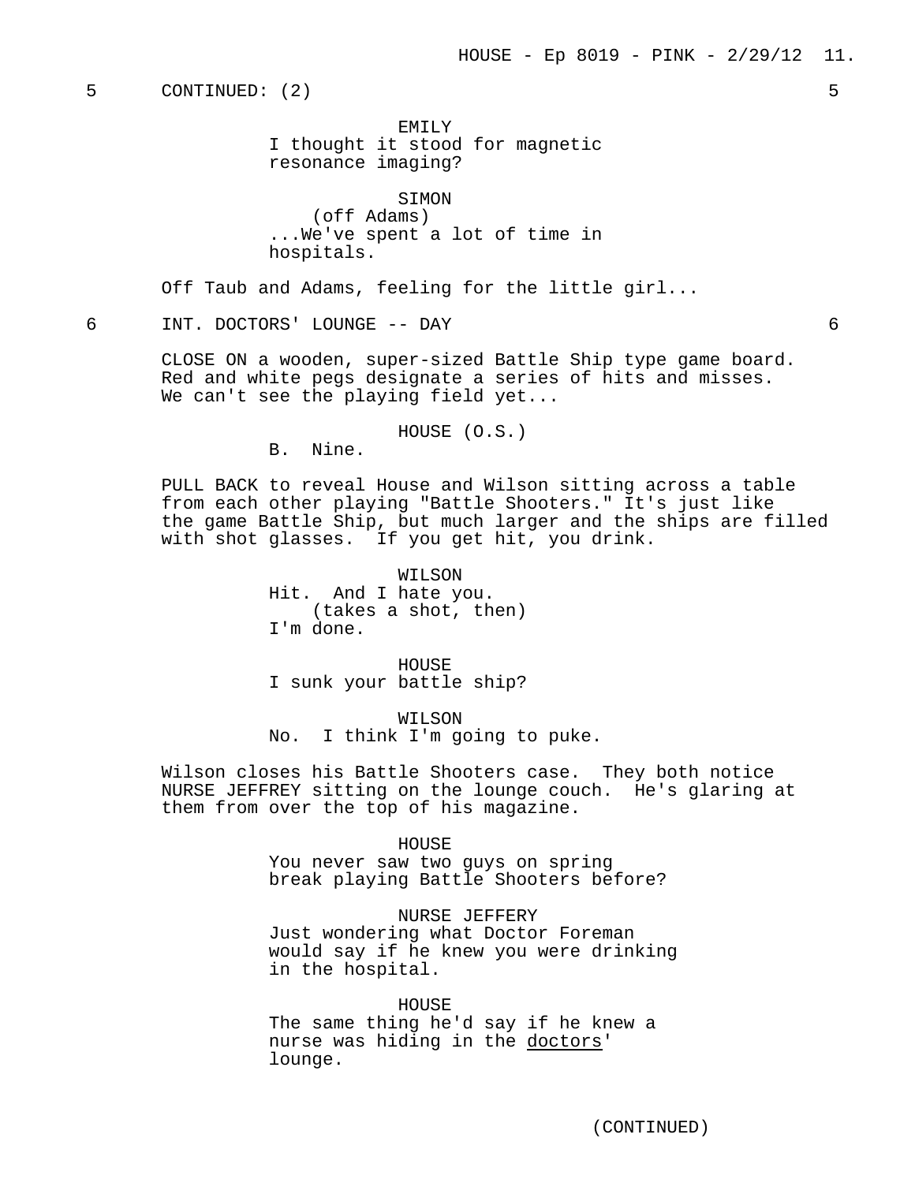5 CONTINUED: (2) 5

EMILY
I thought it stood for magnetic resonance imaging?

SIMON
(off Adams)
...We've spent a lot of time in hospitals.

Off Taub and Adams, feeling for the little girl...

6 INT. DOCTORS' LOUNGE -- DAY 6

CLOSE ON a wooden, super-sized Battle Ship type game board. Red and white pegs designate a series of hits and misses. We can't see the playing field yet...

HOUSE (O.S.)
B. Nine.

PULL BACK to reveal House and Wilson sitting across a table from each other playing "Battle Shooters." It's just like the game Battle Ship, but much larger and the ships are filled with shot glasses. If you get hit, you drink.

WILSON
Hit. And I hate you.
(takes a shot, then)
I'm done.

HOUSE
I sunk your battle ship?

WILSON
No. I think I'm going to puke.

Wilson closes his Battle Shooters case. They both notice NURSE JEFFREY sitting on the lounge couch. He's glaring at them from over the top of his magazine.

HOUSE
You never saw two guys on spring break playing Battle Shooters before?

NURSE JEFFERY
Just wondering what Doctor Foreman would say if he knew you were drinking in the hospital.

HOUSE
The same thing he'd say if he knew a nurse was hiding in the doctors' lounge.

(CONTINUED)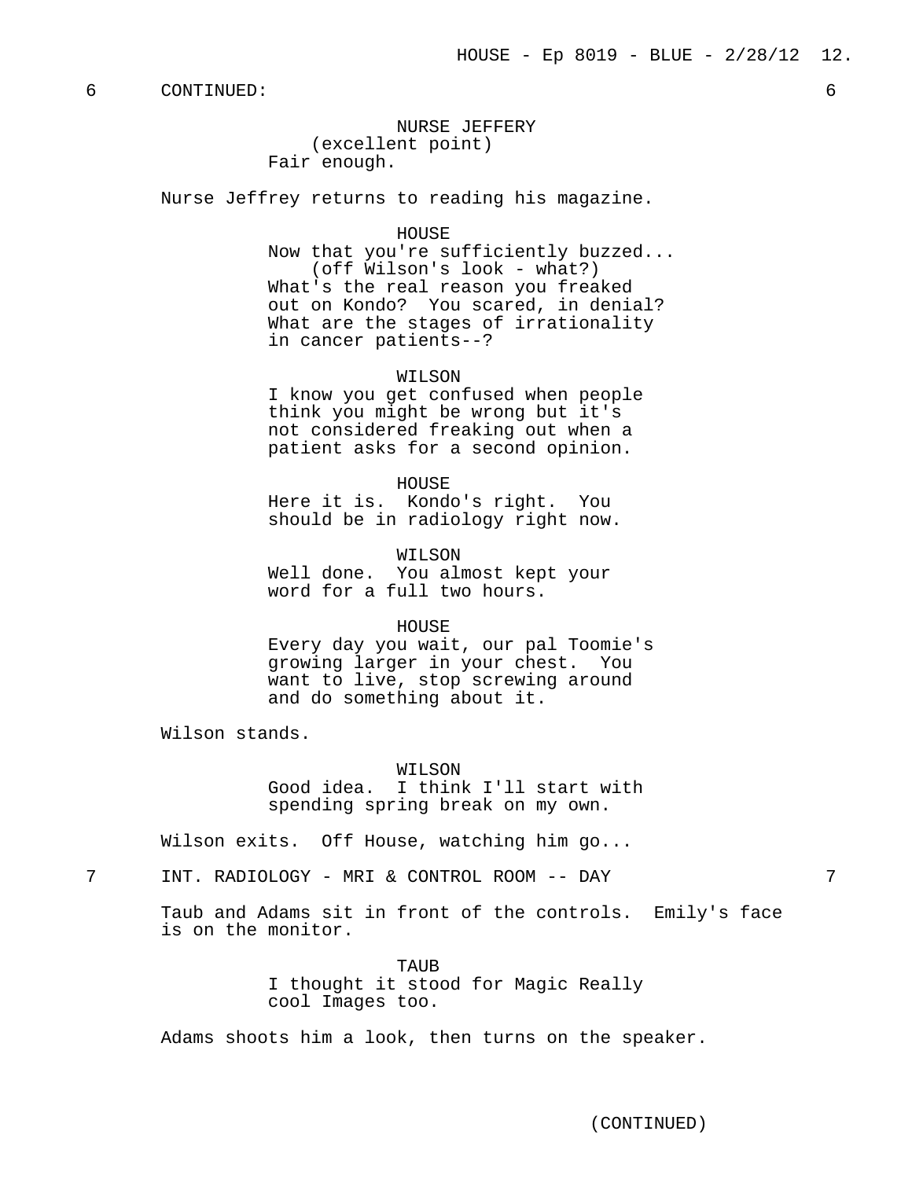6 CONTINUED: 6

NURSE JEFFERY
(excellent point)
Fair enough.

Nurse Jeffrey returns to reading his magazine.

HOUSE
Now that you're sufficiently buzzed...
(off Wilson's look - what?)
What's the real reason you freaked out on Kondo? You scared, in denial? What are the stages of irrationality in cancer patients--?

WILSON
I know you get confused when people think you might be wrong but it's not considered freaking out when a patient asks for a second opinion.

HOUSE
Here it is. Kondo's right. You should be in radiology right now.

WILSON
Well done. You almost kept your word for a full two hours.

HOUSE
Every day you wait, our pal Toomie's growing larger in your chest. You want to live, stop screwing around and do something about it.

Wilson stands.

WILSON
Good idea. I think I'll start with spending spring break on my own.

Wilson exits. Off House, watching him go...

7 INT. RADIOLOGY - MRI & CONTROL ROOM -- DAY 7

Taub and Adams sit in front of the controls. Emily's face is on the monitor.

TAUB
I thought it stood for Magic Really cool Images too.

Adams shoots him a look, then turns on the speaker.

(CONTINUED)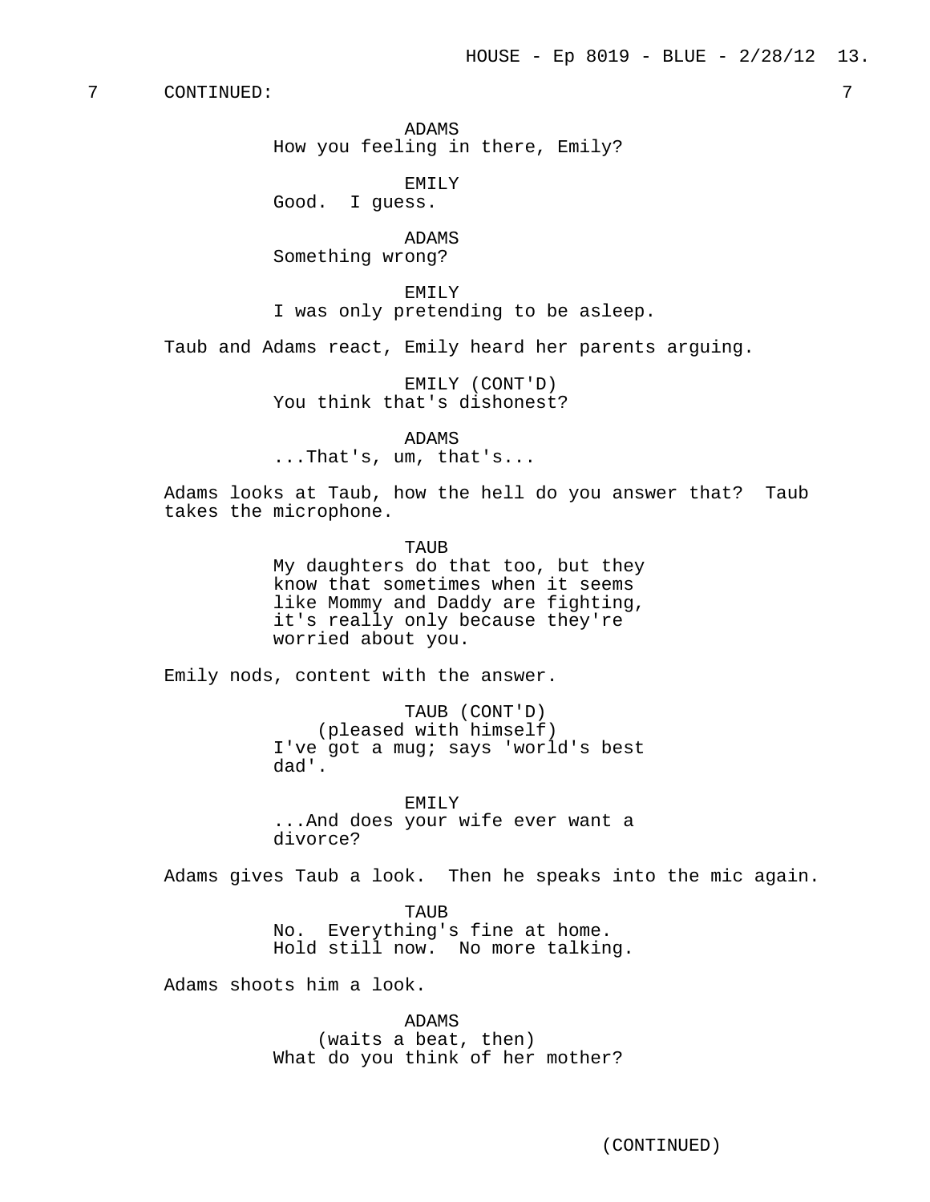7 CONTINUED: 7

ADAMS
How you feeling in there, Emily?

EMILY
Good. I guess.

ADAMS
Something wrong?

EMILY
I was only pretending to be asleep.

Taub and Adams react, Emily heard her parents arguing.

EMILY (CONT'D)
You think that's dishonest?

ADAMS
...That's, um, that's...

Adams looks at Taub, how the hell do you answer that? Taub takes the microphone.

TAUB
My daughters do that too, but they know that sometimes when it seems like Mommy and Daddy are fighting, it's really only because they're worried about you.

Emily nods, content with the answer.

TAUB (CONT'D)
(pleased with himself)
I've got a mug; says 'world's best dad'.

EMILY
...And does your wife ever want a divorce?

Adams gives Taub a look. Then he speaks into the mic again.

TAUB
No. Everything's fine at home. Hold still now. No more talking.

Adams shoots him a look.

ADAMS
(waits a beat, then)
What do you think of her mother?

(CONTINUED)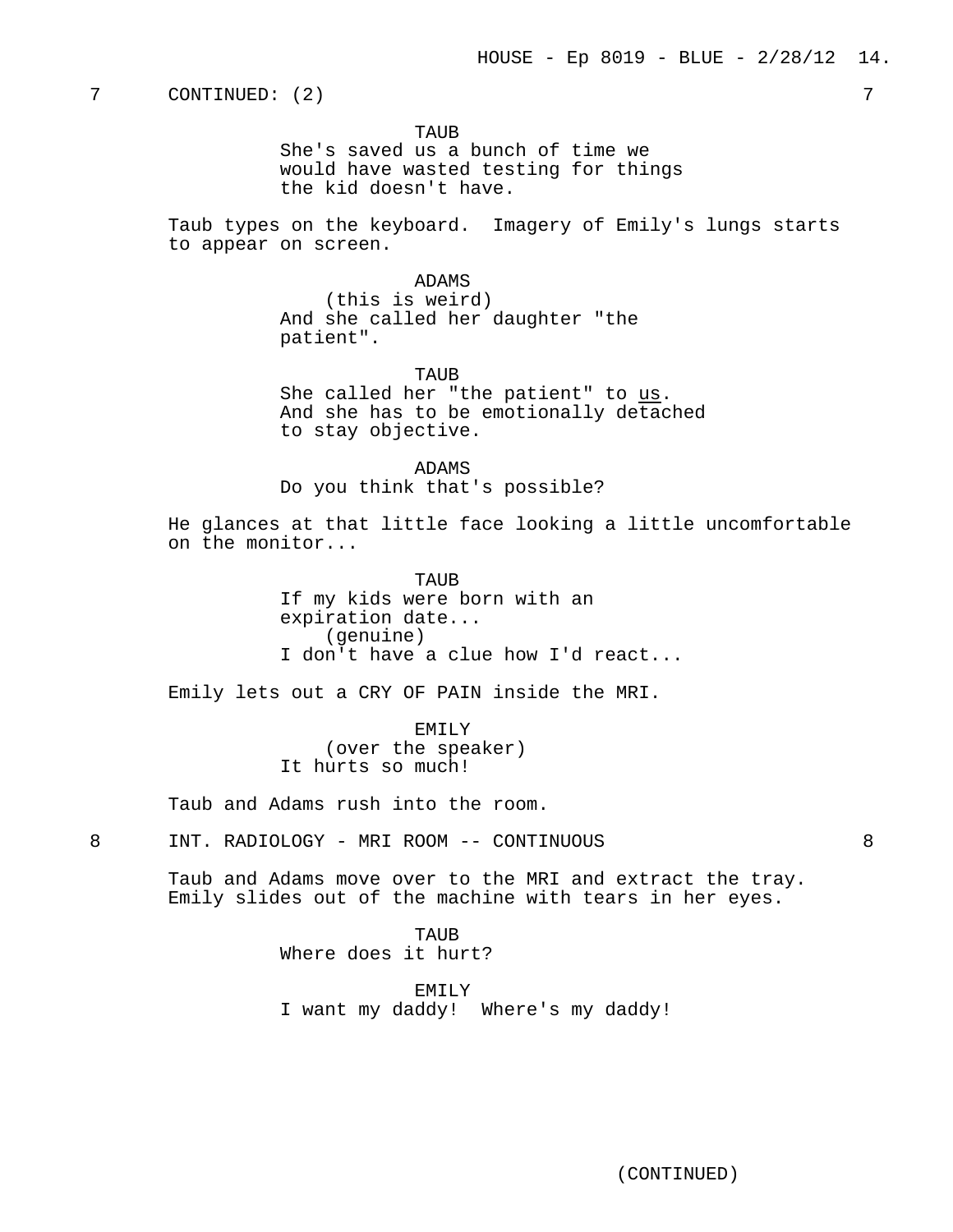7 CONTINUED: (2) 7

TAUB
She's saved us a bunch of time we would have wasted testing for things the kid doesn't have.

Taub types on the keyboard. Imagery of Emily's lungs starts to appear on screen.

ADAMS
(this is weird)
And she called her daughter "the patient".

TAUB
She called her "the patient" to _us_. And she has to be emotionally detached to stay objective.

ADAMS
Do you think that's possible?

He glances at that little face looking a little uncomfortable on the monitor...

TAUB
If my kids were born with an expiration date...
(genuine)
I don't have a clue how I'd react...

Emily lets out a CRY OF PAIN inside the MRI.

EMILY
(over the speaker)
It hurts so much!

Taub and Adams rush into the room.

8 INT. RADIOLOGY - MRI ROOM -- CONTINUOUS 8

Taub and Adams move over to the MRI and extract the tray. Emily slides out of the machine with tears in her eyes.

TAUB
Where does it hurt?

EMILY
I want my daddy! Where's my daddy!

(CONTINUED)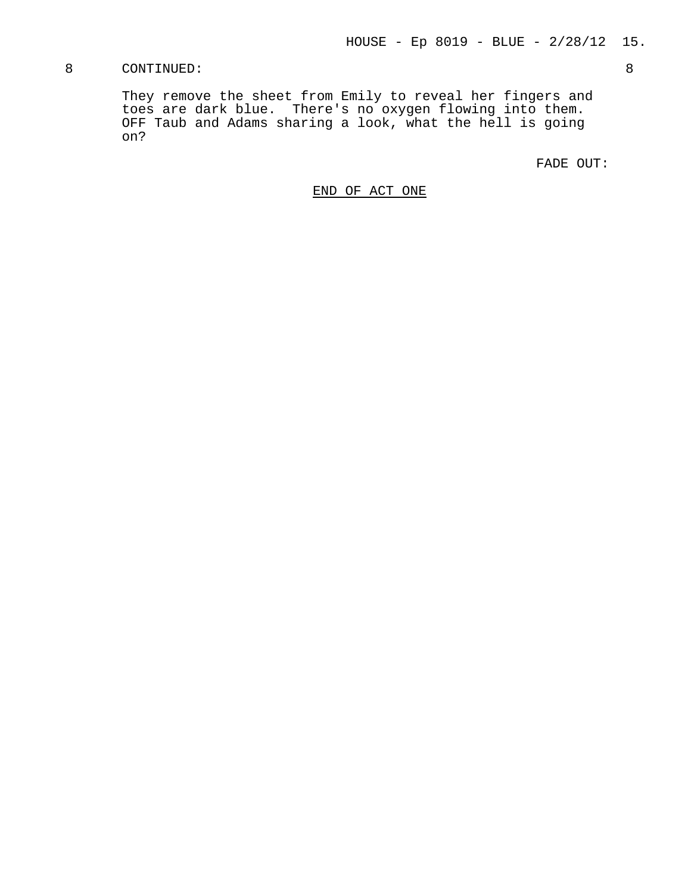8 CONTINUED: 8

They remove the sheet from Emily to reveal her fingers and toes are dark blue. There's no oxygen flowing into them. OFF Taub and Adams sharing a look, what the hell is going on?

FADE OUT:

END OF ACT ONE